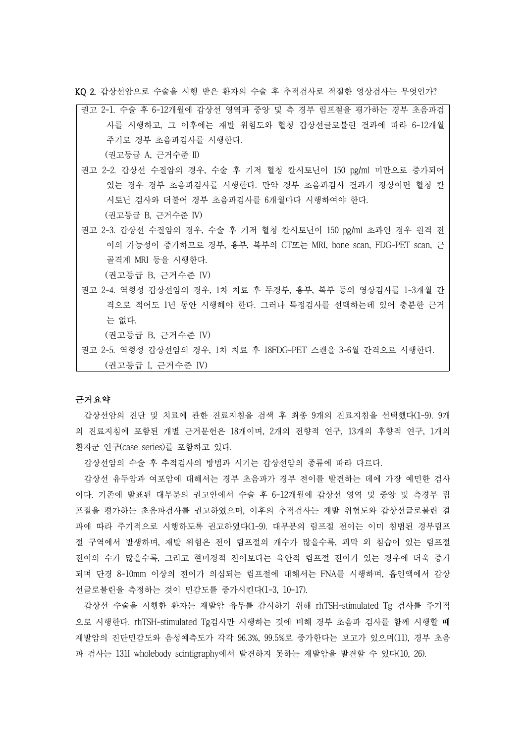KQ 2. 갑상선암으로 수술을 시행 받은 환자의 수술 후 추적검사로 적절한 영상검사는 무엇인가?

> 권고 2-1. 수술 후 6-12개월에 갑상선 영역과 중앙 및 측 경부 림프절을 평가하는 경부 초음파검사를 시행하고, 그 이후에는 재발 위험도와 혈청 갑상선글로불린 결과에 따라 6-12개월 주기로 경부 초음파검사를 시행한다.
> (권고등급 A, 근거수준 Ⅱ)
>
> 권고 2-2. 갑상선 수질암의 경우, 수술 후 기저 혈청 칼시토닌이 150 pg/ml 미만으로 증가되어 있는 경우 경부 초음파검사를 시행한다. 만약 경부 초음파검사 결과가 정상이면 혈청 칼시토닌 검사와 더불어 경부 초음파검사를 6개월마다 시행하여야 한다.
> (권고등급 B, 근거수준 Ⅳ)
>
> 권고 2-3. 갑상선 수질암의 경우, 수술 후 기저 혈청 칼시토닌이 150 pg/ml 초과인 경우 원격 전이의 가능성이 증가하므로 경부, 흉부, 복부의 CT또는 MRI, bone scan, FDG-PET scan, 근골격계 MRI 등을 시행한다.
> (권고등급 B, 근거수준 Ⅳ)
>
> 권고 2-4. 역형성 갑상선암의 경우, 1차 치료 후 두경부, 흉부, 복부 등의 영상검사를 1-3개월 간격으로 적어도 1년 동안 시행해야 한다. 그러나 특정검사를 선택하는데 있어 충분한 근거는 없다.
> (권고등급 B, 근거수준 Ⅳ)
>
> 권고 2-5. 역형성 갑상선암의 경우, 1차 치료 후 18FDG-PET 스캔을 3-6월 간격으로 시행한다.
> (권고등급 I, 근거수준 Ⅳ)

**근거요약**

갑상선암의 진단 및 치료에 관한 진료지침을 검색 후 최종 9개의 진료지침을 선택했다(1-9). 9개의 진료지침에 포함된 개별 근거문헌은 18개이며, 2개의 전향적 연구, 13개의 후향적 연구, 1개의 환자군 연구(case series)를 포함하고 있다.

갑상선암의 수술 후 추적검사의 방법과 시기는 갑상선암의 종류에 따라 다르다.

갑상선 유두암과 여포암에 대해서는 경부 초음파가 경부 전이를 발견하는 데에 가장 예민한 검사이다. 기존에 발표된 대부분의 권고안에서 수술 후 6-12개월에 갑상선 영역 및 중앙 및 측경부 림프절을 평가하는 초음파검사를 권고하였으며, 이후의 추적검사는 재발 위험도와 갑상선글로불린 결과에 따라 주기적으로 시행하도록 권고하였다(1-9). 대부분의 림프절 전이는 이미 침범된 경부림프절 구역에서 발생하며, 재발 위험은 전이 림프절의 개수가 많을수록, 피막 외 침습이 있는 림프절 전이의 수가 많을수록, 그리고 현미경적 전이보다는 육안적 림프절 전이가 있는 경우에 더욱 증가되며 단경 8-10mm 이상의 전이가 의심되는 림프절에 대해서는 FNA를 시행하며, 흡인액에서 갑상선글로불린을 측정하는 것이 민감도를 증가시킨다(1-3, 10-17).

갑상선 수술을 시행한 환자는 재발암 유무를 감시하기 위해 rhTSH-stimulated Tg 검사를 주기적으로 시행한다. rhTSH-stimulated Tg검사만 시행하는 것에 비해 경부 초음파 검사를 함께 시행할 때 재발암의 진단민감도와 음성예측도가 각각 96.3%, 99.5%로 증가한다는 보고가 있으며(11), 경부 초음파 검사는 131I wholebody scintigraphy에서 발견하지 못하는 재발암을 발견할 수 있다(10, 26).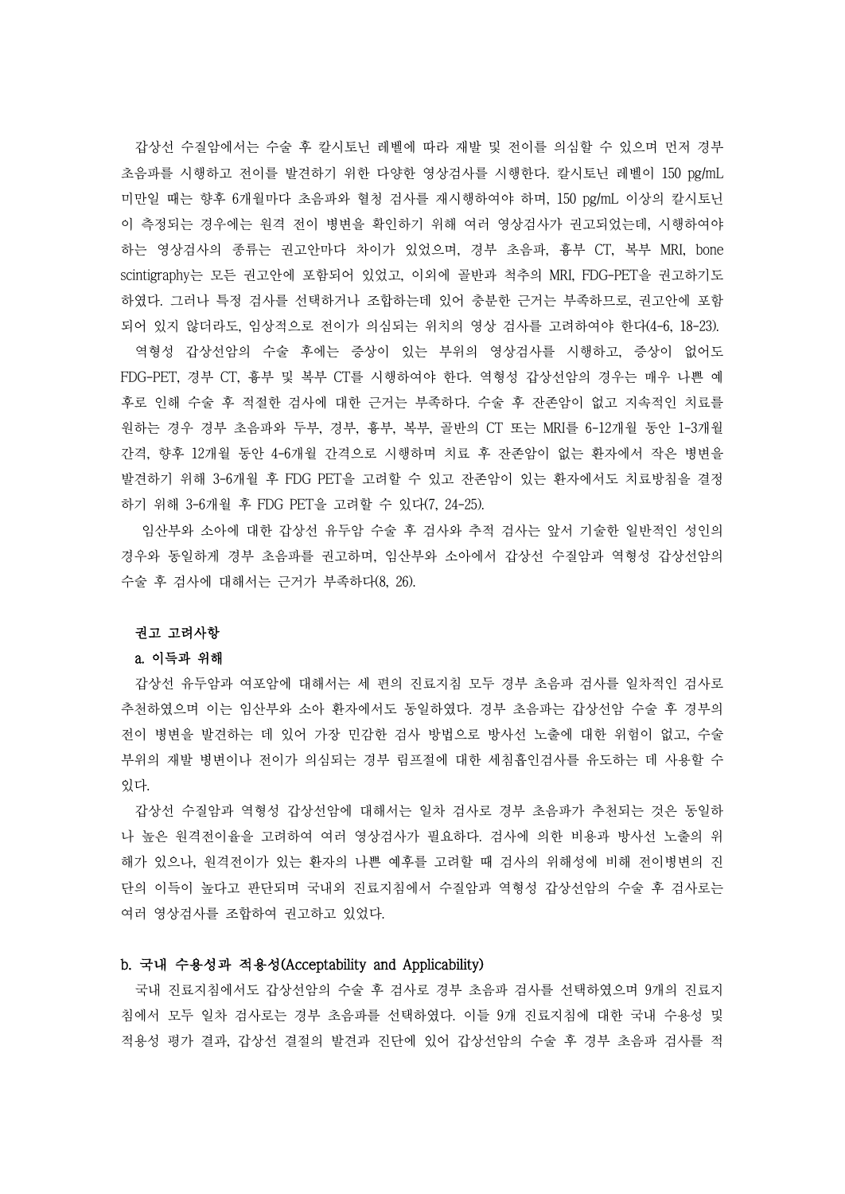갑상선 수질암에서는 수술 후 칼시토닌 레벨에 따라 재발 및 전이를 의심할 수 있으며 먼저 경부 초음파를 시행하고 전이를 발견하기 위한 다양한 영상검사를 시행한다. 칼시토닌 레벨이 150 pg/mL 미만일 때는 향후 6개월마다 초음파와 혈청 검사를 재시행하여야 하며, 150 pg/mL 이상의 칼시토닌이 측정되는 경우에는 원격 전이 병변을 확인하기 위해 여러 영상검사가 권고되었는데, 시행하여야 하는 영상검사의 종류는 권고안마다 차이가 있었으며, 경부 초음파, 흉부 CT, 복부 MRI, bone scintigraphy는 모든 권고안에 포함되어 있었고, 이외에 골반과 척추의 MRI, FDG-PET을 권고하기도 하였다. 그러나 특정 검사를 선택하거나 조합하는데 있어 충분한 근거는 부족하므로, 권고안에 포함되어 있지 않더라도, 임상적으로 전이가 의심되는 위치의 영상 검사를 고려하여야 한다(4-6, 18-23).

역형성 갑상선암의 수술 후에는 증상이 있는 부위의 영상검사를 시행하고, 증상이 없어도 FDG-PET, 경부 CT, 흉부 및 복부 CT를 시행하여야 한다. 역형성 갑상선암의 경우는 매우 나쁜 예후로 인해 수술 후 적절한 검사에 대한 근거는 부족하다. 수술 후 잔존암이 없고 지속적인 치료를 원하는 경우 경부 초음파와 두부, 경부, 흉부, 복부, 골반의 CT 또는 MRI를 6-12개월 동안 1-3개월 간격, 향후 12개월 동안 4-6개월 간격으로 시행하며 치료 후 잔존암이 없는 환자에서 작은 병변을 발견하기 위해 3-6개월 후 FDG PET을 고려할 수 있고 잔존암이 있는 환자에서도 치료방침을 결정하기 위해 3-6개월 후 FDG PET을 고려할 수 있다(7, 24-25).

임산부와 소아에 대한 갑상선 유두암 수술 후 검사와 추적 검사는 앞서 기술한 일반적인 성인의 경우와 동일하게 경부 초음파를 권고하며, 임산부와 소아에서 갑상선 수질암과 역형성 갑상선암의 수술 후 검사에 대해서는 근거가 부족하다(8, 26).

**권고 고려사항**

**a. 이득과 위해**

갑상선 유두암과 여포암에 대해서는 세 편의 진료지침 모두 경부 초음파 검사를 일차적인 검사로 추천하였으며 이는 임산부와 소아 환자에서도 동일하였다. 경부 초음파는 갑상선암 수술 후 경부의 전이 병변을 발견하는 데 있어 가장 민감한 검사 방법으로 방사선 노출에 대한 위험이 없고, 수술 부위의 재발 병변이나 전이가 의심되는 경부 림프절에 대한 세침흡인검사를 유도하는 데 사용할 수 있다.

갑상선 수질암과 역형성 갑상선암에 대해서는 일차 검사로 경부 초음파가 추천되는 것은 동일하나 높은 원격전이율을 고려하여 여러 영상검사가 필요하다. 검사에 의한 비용과 방사선 노출의 위해가 있으나, 원격전이가 있는 환자의 나쁜 예후를 고려할 때 검사의 위해성에 비해 전이병변의 진단의 이득이 높다고 판단되며 국내외 진료지침에서 수질암과 역형성 갑상선암의 수술 후 검사로는 여러 영상검사를 조합하여 권고하고 있었다.

**b. 국내 수용성과 적용성(Acceptability and Applicability)**

국내 진료지침에서도 갑상선암의 수술 후 검사로 경부 초음파 검사를 선택하였으며 9개의 진료지침에서 모두 일차 검사로는 경부 초음파를 선택하였다. 이들 9개 진료지침에 대한 국내 수용성 및 적용성 평가 결과, 갑상선 결절의 발견과 진단에 있어 갑상선암의 수술 후 경부 초음파 검사를 적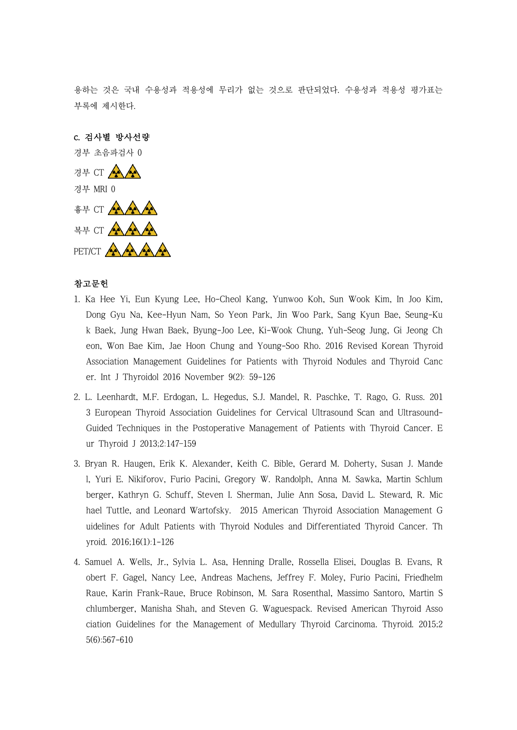용하는 것은 국내 수용성과 적용성에 무리가 없는 것으로 판단되었다. 수용성과 적용성 평가표는 부록에 제시한다.

**c. 검사별 방사선량**

경부 초음파검사 0

경부 CT ☢☢

경부 MRI 0

흉부 CT ☢☢☢

복부 CT ☢☢☢

PET/CT ☢☢☢☢

**참고문헌**

1. Ka Hee Yi, Eun Kyung Lee, Ho-Cheol Kang, Yunwoo Koh, Sun Wook Kim, In Joo Kim, Dong Gyu Na, Kee-Hyun Nam, So Yeon Park, Jin Woo Park, Sang Kyun Bae, Seung-Kuk Baek, Jung Hwan Baek, Byung-Joo Lee, Ki-Wook Chung, Yuh-Seog Jung, Gi Jeong Cheon, Won Bae Kim, Jae Hoon Chung and Young-Soo Rho. 2016 Revised Korean Thyroid Association Management Guidelines for Patients with Thyroid Nodules and Thyroid Cancer. Int J Thyroidol 2016 November 9(2): 59-126

2. L. Leenhardt, M.F. Erdogan, L. Hegedus, S.J. Mandel, R. Paschke, T. Rago, G. Russ. 2013 European Thyroid Association Guidelines for Cervical Ultrasound Scan and Ultrasound-Guided Techniques in the Postoperative Management of Patients with Thyroid Cancer. Eur Thyroid J 2013;2:147-159

3. Bryan R. Haugen, Erik K. Alexander, Keith C. Bible, Gerard M. Doherty, Susan J. Mandel, Yuri E. Nikiforov, Furio Pacini, Gregory W. Randolph, Anna M. Sawka, Martin Schlumberger, Kathryn G. Schuff, Steven I. Sherman, Julie Ann Sosa, David L. Steward, R. Michael Tuttle, and Leonard Wartofsky. 2015 American Thyroid Association Management Guidelines for Adult Patients with Thyroid Nodules and Differentiated Thyroid Cancer. Thyroid. 2016;16(1):1-126

4. Samuel A. Wells, Jr., Sylvia L. Asa, Henning Dralle, Rossella Elisei, Douglas B. Evans, Robert F. Gagel, Nancy Lee, Andreas Machens, Jeffrey F. Moley, Furio Pacini, Friedhelm Raue, Karin Frank-Raue, Bruce Robinson, M. Sara Rosenthal, Massimo Santoro, Martin Schlumberger, Manisha Shah, and Steven G. Waguespack. Revised American Thyroid Association Guidelines for the Management of Medullary Thyroid Carcinoma. Thyroid. 2015;25(6):567-610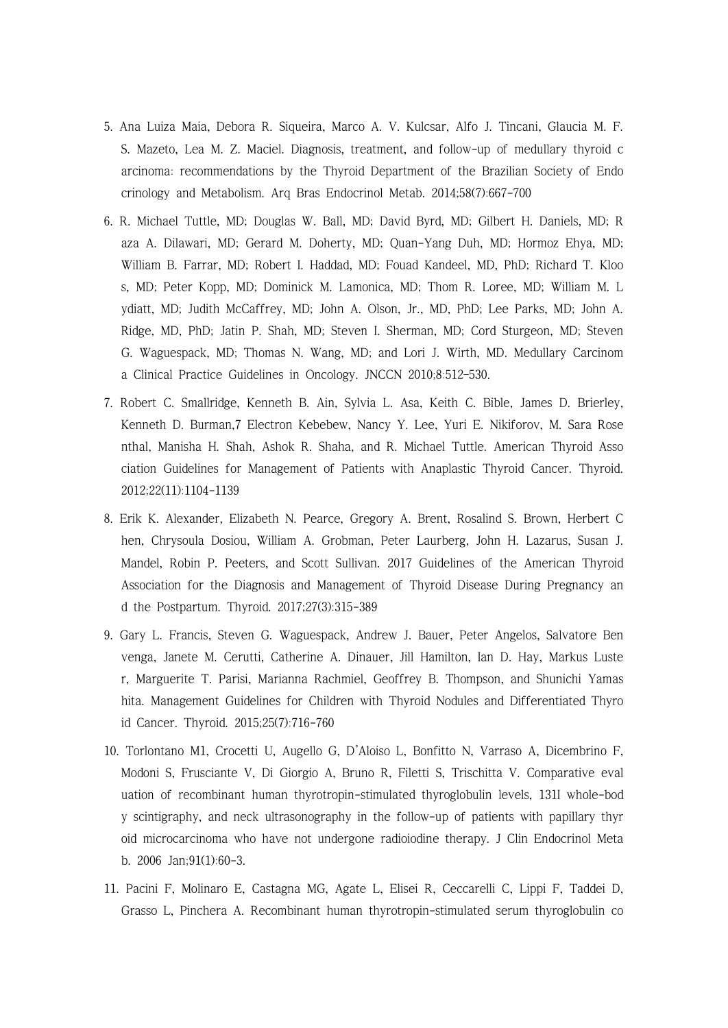5. Ana Luiza Maia, Debora R. Siqueira, Marco A. V. Kulcsar, Alfo J. Tincani, Glaucia M. F. S. Mazeto, Lea M. Z. Maciel. Diagnosis, treatment, and follow-up of medullary thyroid carcinoma: recommendations by the Thyroid Department of the Brazilian Society of Endocrinology and Metabolism. Arq Bras Endocrinol Metab. 2014;58(7):667-700

6. R. Michael Tuttle, MD; Douglas W. Ball, MD; David Byrd, MD; Gilbert H. Daniels, MD; Raza A. Dilawari, MD; Gerard M. Doherty, MD; Quan-Yang Duh, MD; Hormoz Ehya, MD; William B. Farrar, MD; Robert I. Haddad, MD; Fouad Kandeel, MD, PhD; Richard T. Kloos, MD; Peter Kopp, MD; Dominick M. Lamonica, MD; Thom R. Loree, MD; William M. Lydiatt, MD; Judith McCaffrey, MD; John A. Olson, Jr., MD, PhD; Lee Parks, MD; John A. Ridge, MD, PhD; Jatin P. Shah, MD; Steven I. Sherman, MD; Cord Sturgeon, MD; Steven G. Waguespack, MD; Thomas N. Wang, MD; and Lori J. Wirth, MD. Medullary Carcinoma Clinical Practice Guidelines in Oncology. JNCCN 2010;8:512–530.

7. Robert C. Smallridge, Kenneth B. Ain, Sylvia L. Asa, Keith C. Bible, James D. Brierley, Kenneth D. Burman,7 Electron Kebebew, Nancy Y. Lee, Yuri E. Nikiforov, M. Sara Rosenthal, Manisha H. Shah, Ashok R. Shaha, and R. Michael Tuttle. American Thyroid Association Guidelines for Management of Patients with Anaplastic Thyroid Cancer. Thyroid. 2012;22(11):1104-1139

8. Erik K. Alexander, Elizabeth N. Pearce, Gregory A. Brent, Rosalind S. Brown, Herbert Chen, Chrysoula Dosiou, William A. Grobman, Peter Laurberg, John H. Lazarus, Susan J. Mandel, Robin P. Peeters, and Scott Sullivan. 2017 Guidelines of the American Thyroid Association for the Diagnosis and Management of Thyroid Disease During Pregnancy and the Postpartum. Thyroid. 2017;27(3):315-389

9. Gary L. Francis, Steven G. Waguespack, Andrew J. Bauer, Peter Angelos, Salvatore Benvenga, Janete M. Cerutti, Catherine A. Dinauer, Jill Hamilton, Ian D. Hay, Markus Luster, Marguerite T. Parisi, Marianna Rachmiel, Geoffrey B. Thompson, and Shunichi Yamashita. Management Guidelines for Children with Thyroid Nodules and Differentiated Thyroid Cancer. Thyroid. 2015;25(7):716-760

10. Torlontano M1, Crocetti U, Augello G, D'Aloiso L, Bonfitto N, Varraso A, Dicembrino F, Modoni S, Frusciante V, Di Giorgio A, Bruno R, Filetti S, Trischitta V. Comparative evaluation of recombinant human thyrotropin-stimulated thyroglobulin levels, 131I whole-body scintigraphy, and neck ultrasonography in the follow-up of patients with papillary thyroid microcarcinoma who have not undergone radioiodine therapy. J Clin Endocrinol Metab. 2006 Jan;91(1):60-3.

11. Pacini F, Molinaro E, Castagna MG, Agate L, Elisei R, Ceccarelli C, Lippi F, Taddei D, Grasso L, Pinchera A. Recombinant human thyrotropin-stimulated serum thyroglobulin co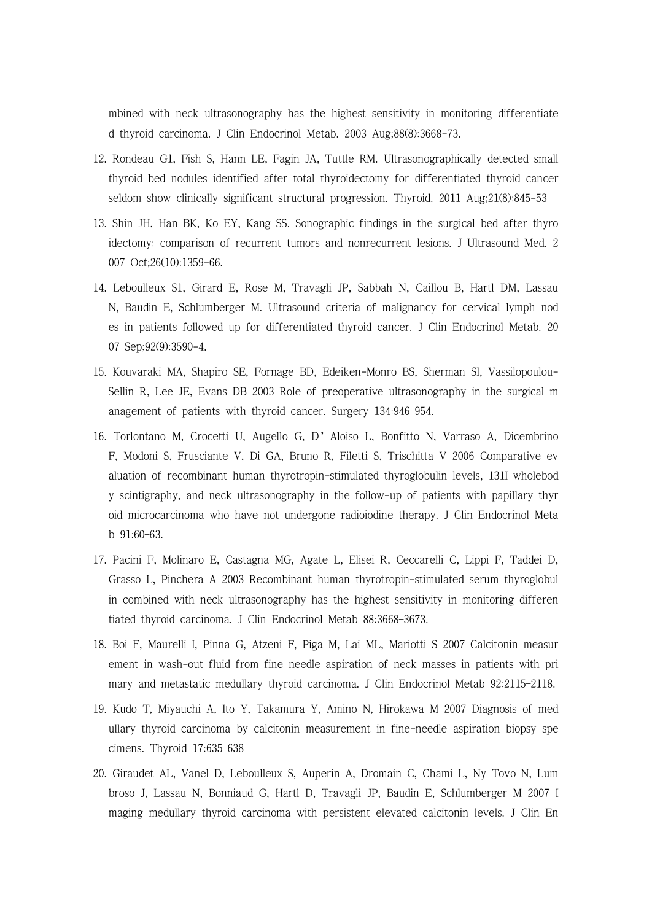mbined with neck ultrasonography has the highest sensitivity in monitoring differentiated thyroid carcinoma. J Clin Endocrinol Metab. 2003 Aug;88(8):3668-73.

12. Rondeau G1, Fish S, Hann LE, Fagin JA, Tuttle RM. Ultrasonographically detected small thyroid bed nodules identified after total thyroidectomy for differentiated thyroid cancer seldom show clinically significant structural progression. Thyroid. 2011 Aug;21(8):845-53

13. Shin JH, Han BK, Ko EY, Kang SS. Sonographic findings in the surgical bed after thyroidectomy: comparison of recurrent tumors and nonrecurrent lesions. J Ultrasound Med. 2007 Oct;26(10):1359-66.

14. Leboulleux S1, Girard E, Rose M, Travagli JP, Sabbah N, Caillou B, Hartl DM, Lassau N, Baudin E, Schlumberger M. Ultrasound criteria of malignancy for cervical lymph nodes in patients followed up for differentiated thyroid cancer. J Clin Endocrinol Metab. 2007 Sep;92(9):3590-4.

15. Kouvaraki MA, Shapiro SE, Fornage BD, Edeiken-Monro BS, Sherman SI, Vassilopoulou-Sellin R, Lee JE, Evans DB 2003 Role of preoperative ultrasonography in the surgical management of patients with thyroid cancer. Surgery 134:946–954.

16. Torlontano M, Crocetti U, Augello G, D'Aloiso L, Bonfitto N, Varraso A, Dicembrino F, Modoni S, Frusciante V, Di GA, Bruno R, Filetti S, Trischitta V 2006 Comparative evaluation of recombinant human thyrotropin-stimulated thyroglobulin levels, 131I wholebody scintigraphy, and neck ultrasonography in the follow-up of patients with papillary thyroid microcarcinoma who have not undergone radioiodine therapy. J Clin Endocrinol Metab 91:60–63.

17. Pacini F, Molinaro E, Castagna MG, Agate L, Elisei R, Ceccarelli C, Lippi F, Taddei D, Grasso L, Pinchera A 2003 Recombinant human thyrotropin-stimulated serum thyroglobulin combined with neck ultrasonography has the highest sensitivity in monitoring differentiated thyroid carcinoma. J Clin Endocrinol Metab 88:3668–3673.

18. Boi F, Maurelli I, Pinna G, Atzeni F, Piga M, Lai ML, Mariotti S 2007 Calcitonin measurement in wash-out fluid from fine needle aspiration of neck masses in patients with primary and metastatic medullary thyroid carcinoma. J Clin Endocrinol Metab 92:2115–2118.

19. Kudo T, Miyauchi A, Ito Y, Takamura Y, Amino N, Hirokawa M 2007 Diagnosis of medullary thyroid carcinoma by calcitonin measurement in fine-needle aspiration biopsy specimens. Thyroid 17:635–638

20. Giraudet AL, Vanel D, Leboulleux S, Auperin A, Dromain C, Chami L, Ny Tovo N, Lumbroso J, Lassau N, Bonniaud G, Hartl D, Travagli JP, Baudin E, Schlumberger M 2007 Imaging medullary thyroid carcinoma with persistent elevated calcitonin levels. J Clin En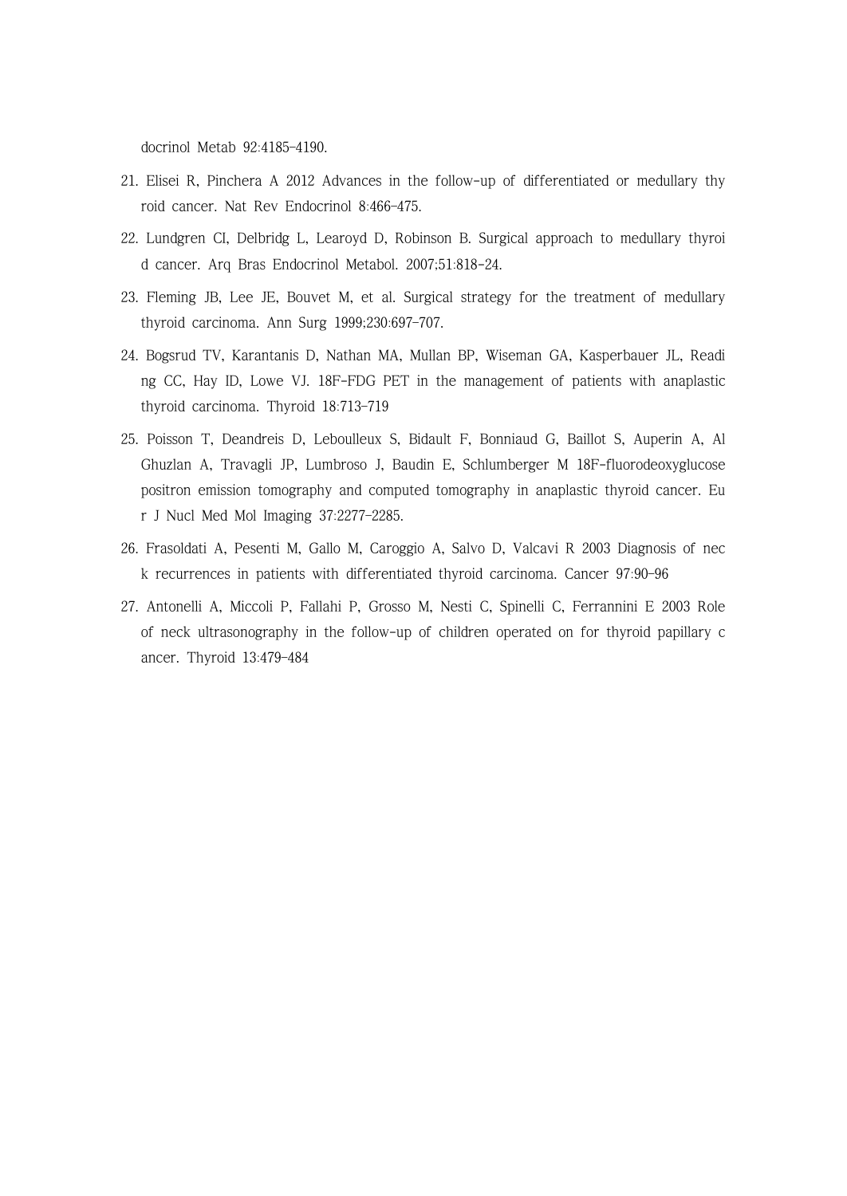docrinol Metab 92:4185–4190.

21. Elisei R, Pinchera A 2012 Advances in the follow-up of differentiated or medullary thyroid cancer. Nat Rev Endocrinol 8:466–475.

22. Lundgren CI, Delbridg L, Learoyd D, Robinson B. Surgical approach to medullary thyroid cancer. Arq Bras Endocrinol Metabol. 2007;51:818-24.

23. Fleming JB, Lee JE, Bouvet M, et al. Surgical strategy for the treatment of medullary thyroid carcinoma. Ann Surg 1999;230:697–707.

24. Bogsrud TV, Karantanis D, Nathan MA, Mullan BP, Wiseman GA, Kasperbauer JL, Reading CC, Hay ID, Lowe VJ. 18F-FDG PET in the management of patients with anaplastic thyroid carcinoma. Thyroid 18:713–719

25. Poisson T, Deandreis D, Leboulleux S, Bidault F, Bonniaud G, Baillot S, Auperin A, Al Ghuzlan A, Travagli JP, Lumbroso J, Baudin E, Schlumberger M 18F-fluorodeoxyglucose positron emission tomography and computed tomography in anaplastic thyroid cancer. Eur J Nucl Med Mol Imaging 37:2277–2285.

26. Frasoldati A, Pesenti M, Gallo M, Caroggio A, Salvo D, Valcavi R 2003 Diagnosis of neck recurrences in patients with differentiated thyroid carcinoma. Cancer 97:90–96

27. Antonelli A, Miccoli P, Fallahi P, Grosso M, Nesti C, Spinelli C, Ferrannini E 2003 Role of neck ultrasonography in the follow-up of children operated on for thyroid papillary cancer. Thyroid 13:479–484